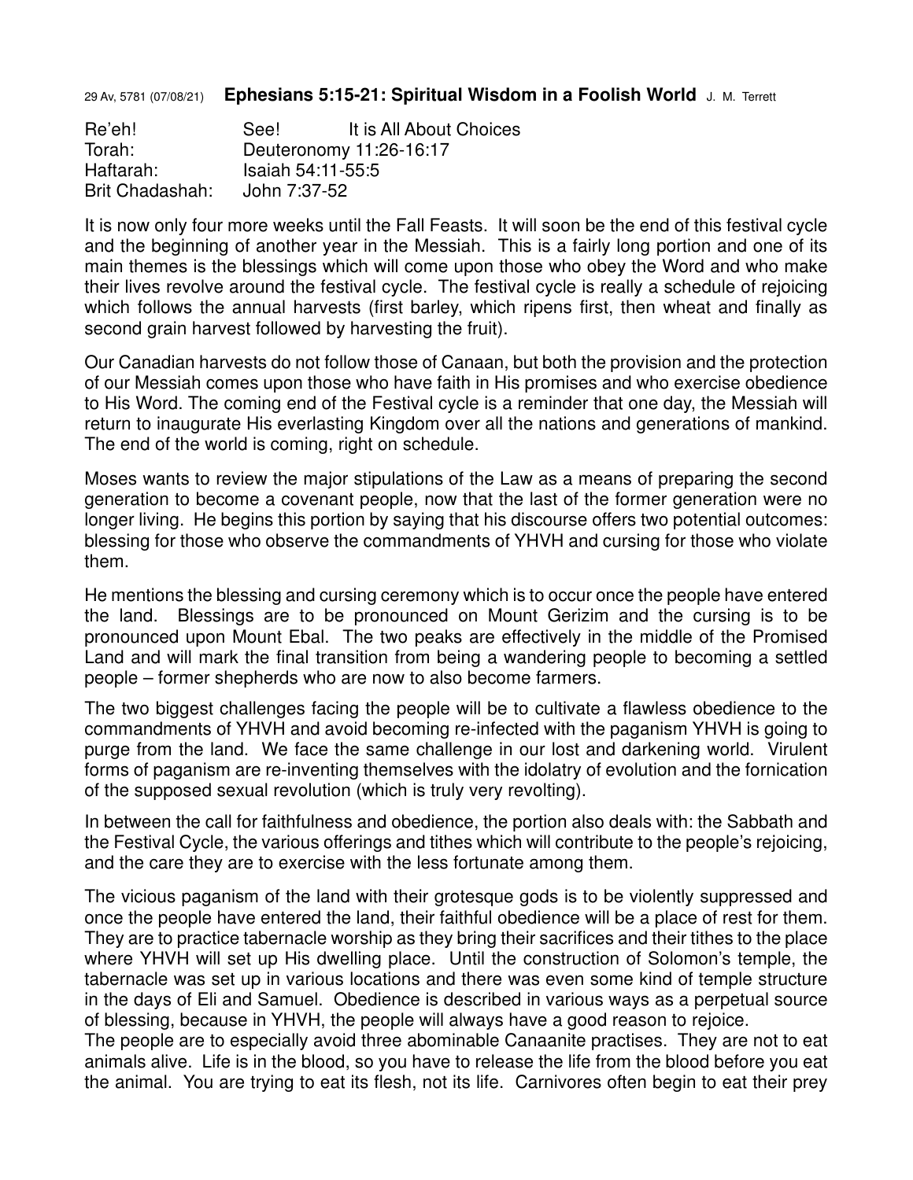29 Av, 5781 (07/08/21) **Ephesians 5:15-21: Spiritual Wisdom in a Foolish World** J. M. Terrett

| | | |
|---|---|---|
| Re'eh! | See! | It is All About Choices |
| Torah: | Deuteronomy 11:26-16:17 | |
| Haftarah: | Isaiah 54:11-55:5 | |
| Brit Chadashah: | John 7:37-52 | |

It is now only four more weeks until the Fall Feasts. It will soon be the end of this festival cycle and the beginning of another year in the Messiah. This is a fairly long portion and one of its main themes is the blessings which will come upon those who obey the Word and who make their lives revolve around the festival cycle. The festival cycle is really a schedule of rejoicing which follows the annual harvests (first barley, which ripens first, then wheat and finally as second grain harvest followed by harvesting the fruit).

Our Canadian harvests do not follow those of Canaan, but both the provision and the protection of our Messiah comes upon those who have faith in His promises and who exercise obedience to His Word. The coming end of the Festival cycle is a reminder that one day, the Messiah will return to inaugurate His everlasting Kingdom over all the nations and generations of mankind. The end of the world is coming, right on schedule.

Moses wants to review the major stipulations of the Law as a means of preparing the second generation to become a covenant people, now that the last of the former generation were no longer living. He begins this portion by saying that his discourse offers two potential outcomes: blessing for those who observe the commandments of YHVH and cursing for those who violate them.

He mentions the blessing and cursing ceremony which is to occur once the people have entered the land. Blessings are to be pronounced on Mount Gerizim and the cursing is to be pronounced upon Mount Ebal. The two peaks are effectively in the middle of the Promised Land and will mark the final transition from being a wandering people to becoming a settled people – former shepherds who are now to also become farmers.

The two biggest challenges facing the people will be to cultivate a flawless obedience to the commandments of YHVH and avoid becoming re-infected with the paganism YHVH is going to purge from the land. We face the same challenge in our lost and darkening world. Virulent forms of paganism are re-inventing themselves with the idolatry of evolution and the fornication of the supposed sexual revolution (which is truly very revolting).

In between the call for faithfulness and obedience, the portion also deals with: the Sabbath and the Festival Cycle, the various offerings and tithes which will contribute to the people's rejoicing, and the care they are to exercise with the less fortunate among them.

The vicious paganism of the land with their grotesque gods is to be violently suppressed and once the people have entered the land, their faithful obedience will be a place of rest for them. They are to practice tabernacle worship as they bring their sacrifices and their tithes to the place where YHVH will set up His dwelling place. Until the construction of Solomon's temple, the tabernacle was set up in various locations and there was even some kind of temple structure in the days of Eli and Samuel. Obedience is described in various ways as a perpetual source of blessing, because in YHVH, the people will always have a good reason to rejoice.

The people are to especially avoid three abominable Canaanite practises. They are not to eat animals alive. Life is in the blood, so you have to release the life from the blood before you eat the animal. You are trying to eat its flesh, not its life. Carnivores often begin to eat their prey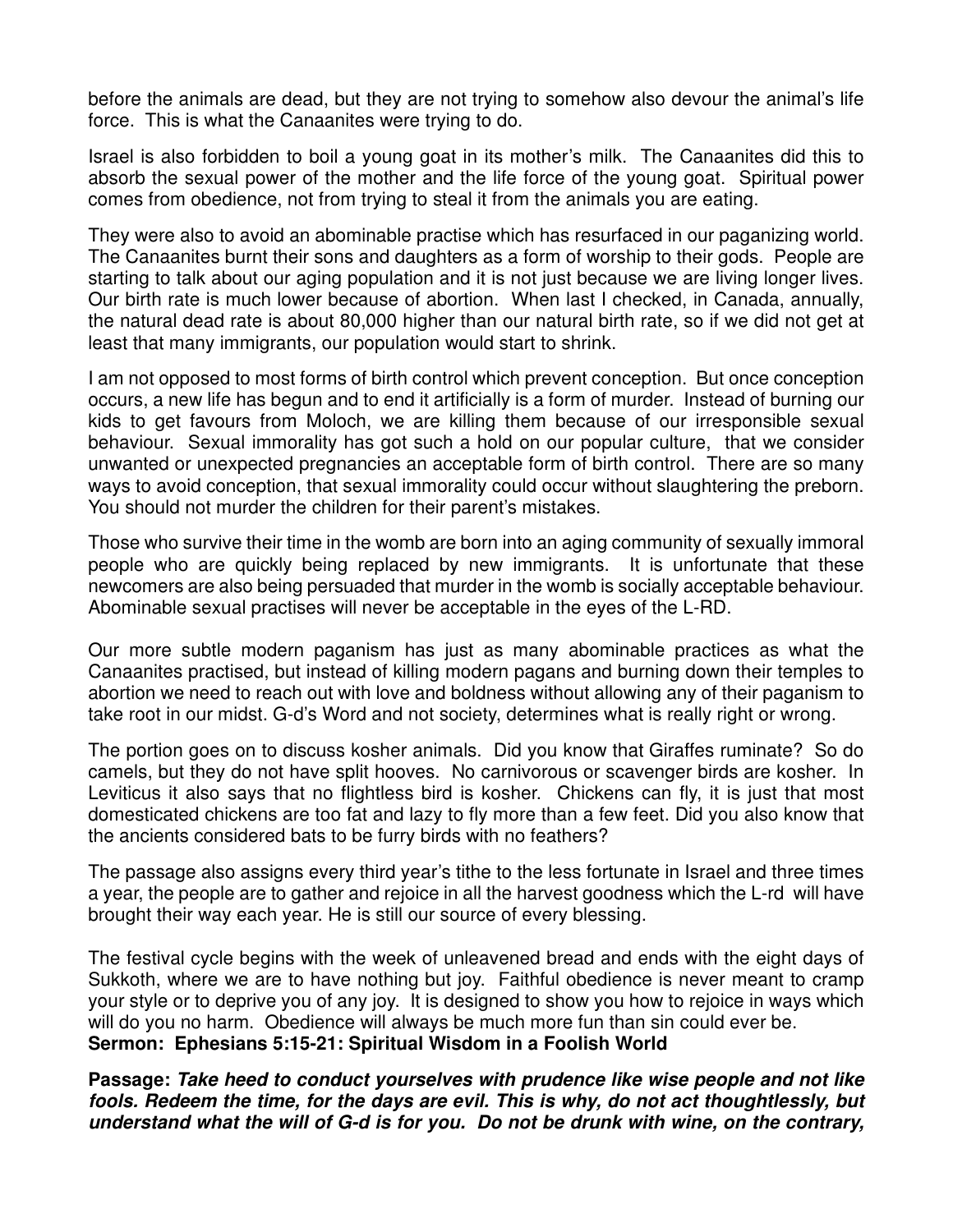before the animals are dead, but they are not trying to somehow also devour the animal's life force. This is what the Canaanites were trying to do.

Israel is also forbidden to boil a young goat in its mother's milk. The Canaanites did this to absorb the sexual power of the mother and the life force of the young goat. Spiritual power comes from obedience, not from trying to steal it from the animals you are eating.

They were also to avoid an abominable practise which has resurfaced in our paganizing world. The Canaanites burnt their sons and daughters as a form of worship to their gods. People are starting to talk about our aging population and it is not just because we are living longer lives. Our birth rate is much lower because of abortion. When last I checked, in Canada, annually, the natural dead rate is about 80,000 higher than our natural birth rate, so if we did not get at least that many immigrants, our population would start to shrink.

I am not opposed to most forms of birth control which prevent conception. But once conception occurs, a new life has begun and to end it artificially is a form of murder. Instead of burning our kids to get favours from Moloch, we are killing them because of our irresponsible sexual behaviour. Sexual immorality has got such a hold on our popular culture, that we consider unwanted or unexpected pregnancies an acceptable form of birth control. There are so many ways to avoid conception, that sexual immorality could occur without slaughtering the preborn. You should not murder the children for their parent's mistakes.

Those who survive their time in the womb are born into an aging community of sexually immoral people who are quickly being replaced by new immigrants. It is unfortunate that these newcomers are also being persuaded that murder in the womb is socially acceptable behaviour. Abominable sexual practises will never be acceptable in the eyes of the L-RD.

Our more subtle modern paganism has just as many abominable practices as what the Canaanites practised, but instead of killing modern pagans and burning down their temples to abortion we need to reach out with love and boldness without allowing any of their paganism to take root in our midst. G-d's Word and not society, determines what is really right or wrong.

The portion goes on to discuss kosher animals. Did you know that Giraffes ruminate? So do camels, but they do not have split hooves. No carnivorous or scavenger birds are kosher. In Leviticus it also says that no flightless bird is kosher. Chickens can fly, it is just that most domesticated chickens are too fat and lazy to fly more than a few feet. Did you also know that the ancients considered bats to be furry birds with no feathers?

The passage also assigns every third year's tithe to the less fortunate in Israel and three times a year, the people are to gather and rejoice in all the harvest goodness which the L-rd will have brought their way each year. He is still our source of every blessing.

The festival cycle begins with the week of unleavened bread and ends with the eight days of Sukkoth, where we are to have nothing but joy. Faithful obedience is never meant to cramp your style or to deprive you of any joy. It is designed to show you how to rejoice in ways which will do you no harm. Obedience will always be much more fun than sin could ever be.

**Sermon: Ephesians 5:15-21: Spiritual Wisdom in a Foolish World**

**Passage:** ***Take heed to conduct yourselves with prudence like wise people and not like fools. Redeem the time, for the days are evil. This is why, do not act thoughtlessly, but understand what the will of G-d is for you. Do not be drunk with wine, on the contrary,***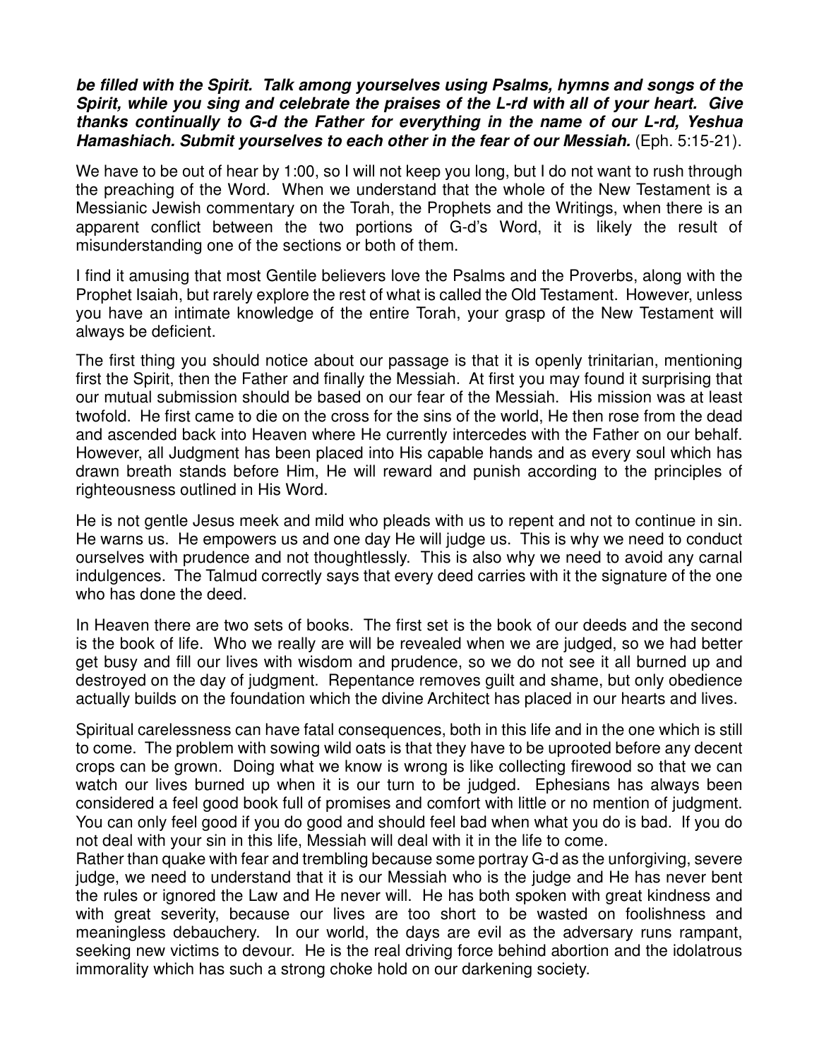***be filled with the Spirit. Talk among yourselves using Psalms, hymns and songs of the Spirit, while you sing and celebrate the praises of the L-rd with all of your heart. Give thanks continually to G-d the Father for everything in the name of our L-rd, Yeshua Hamashiach. Submit yourselves to each other in the fear of our Messiah.*** (Eph. 5:15-21).

We have to be out of hear by 1:00, so I will not keep you long, but I do not want to rush through the preaching of the Word. When we understand that the whole of the New Testament is a Messianic Jewish commentary on the Torah, the Prophets and the Writings, when there is an apparent conflict between the two portions of G-d's Word, it is likely the result of misunderstanding one of the sections or both of them.

I find it amusing that most Gentile believers love the Psalms and the Proverbs, along with the Prophet Isaiah, but rarely explore the rest of what is called the Old Testament. However, unless you have an intimate knowledge of the entire Torah, your grasp of the New Testament will always be deficient.

The first thing you should notice about our passage is that it is openly trinitarian, mentioning first the Spirit, then the Father and finally the Messiah. At first you may found it surprising that our mutual submission should be based on our fear of the Messiah. His mission was at least twofold. He first came to die on the cross for the sins of the world, He then rose from the dead and ascended back into Heaven where He currently intercedes with the Father on our behalf. However, all Judgment has been placed into His capable hands and as every soul which has drawn breath stands before Him, He will reward and punish according to the principles of righteousness outlined in His Word.

He is not gentle Jesus meek and mild who pleads with us to repent and not to continue in sin. He warns us. He empowers us and one day He will judge us. This is why we need to conduct ourselves with prudence and not thoughtlessly. This is also why we need to avoid any carnal indulgences. The Talmud correctly says that every deed carries with it the signature of the one who has done the deed.

In Heaven there are two sets of books. The first set is the book of our deeds and the second is the book of life. Who we really are will be revealed when we are judged, so we had better get busy and fill our lives with wisdom and prudence, so we do not see it all burned up and destroyed on the day of judgment. Repentance removes guilt and shame, but only obedience actually builds on the foundation which the divine Architect has placed in our hearts and lives.

Spiritual carelessness can have fatal consequences, both in this life and in the one which is still to come. The problem with sowing wild oats is that they have to be uprooted before any decent crops can be grown. Doing what we know is wrong is like collecting firewood so that we can watch our lives burned up when it is our turn to be judged. Ephesians has always been considered a feel good book full of promises and comfort with little or no mention of judgment. You can only feel good if you do good and should feel bad when what you do is bad. If you do not deal with your sin in this life, Messiah will deal with it in the life to come.

Rather than quake with fear and trembling because some portray G-d as the unforgiving, severe judge, we need to understand that it is our Messiah who is the judge and He has never bent the rules or ignored the Law and He never will. He has both spoken with great kindness and with great severity, because our lives are too short to be wasted on foolishness and meaningless debauchery. In our world, the days are evil as the adversary runs rampant, seeking new victims to devour. He is the real driving force behind abortion and the idolatrous immorality which has such a strong choke hold on our darkening society.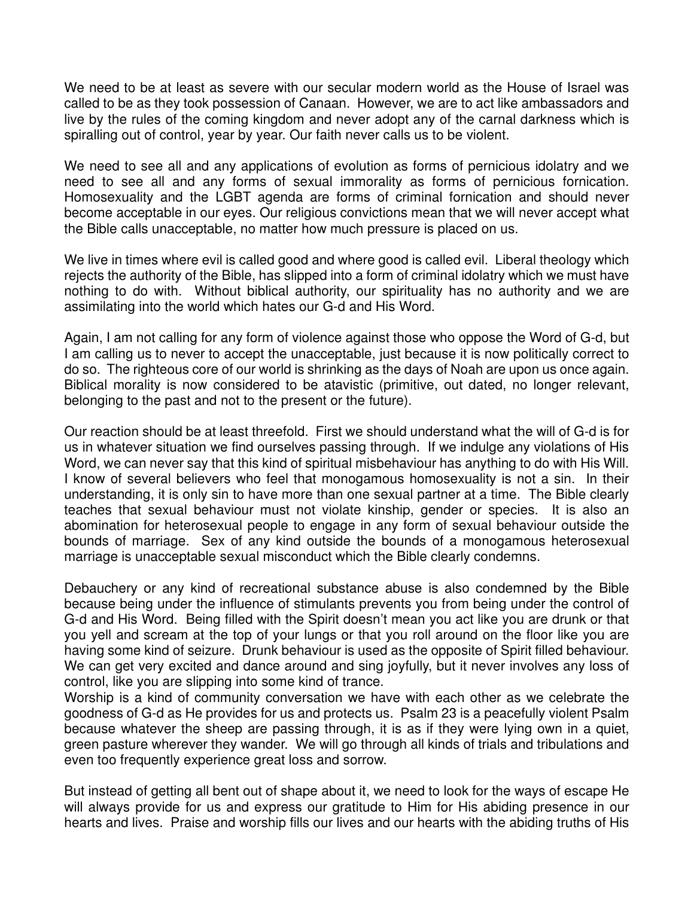We need to be at least as severe with our secular modern world as the House of Israel was called to be as they took possession of Canaan. However, we are to act like ambassadors and live by the rules of the coming kingdom and never adopt any of the carnal darkness which is spiralling out of control, year by year. Our faith never calls us to be violent.

We need to see all and any applications of evolution as forms of pernicious idolatry and we need to see all and any forms of sexual immorality as forms of pernicious fornication. Homosexuality and the LGBT agenda are forms of criminal fornication and should never become acceptable in our eyes. Our religious convictions mean that we will never accept what the Bible calls unacceptable, no matter how much pressure is placed on us.

We live in times where evil is called good and where good is called evil. Liberal theology which rejects the authority of the Bible, has slipped into a form of criminal idolatry which we must have nothing to do with. Without biblical authority, our spirituality has no authority and we are assimilating into the world which hates our G-d and His Word.

Again, I am not calling for any form of violence against those who oppose the Word of G-d, but I am calling us to never to accept the unacceptable, just because it is now politically correct to do so. The righteous core of our world is shrinking as the days of Noah are upon us once again. Biblical morality is now considered to be atavistic (primitive, out dated, no longer relevant, belonging to the past and not to the present or the future).

Our reaction should be at least threefold. First we should understand what the will of G-d is for us in whatever situation we find ourselves passing through. If we indulge any violations of His Word, we can never say that this kind of spiritual misbehaviour has anything to do with His Will. I know of several believers who feel that monogamous homosexuality is not a sin. In their understanding, it is only sin to have more than one sexual partner at a time. The Bible clearly teaches that sexual behaviour must not violate kinship, gender or species. It is also an abomination for heterosexual people to engage in any form of sexual behaviour outside the bounds of marriage. Sex of any kind outside the bounds of a monogamous heterosexual marriage is unacceptable sexual misconduct which the Bible clearly condemns.

Debauchery or any kind of recreational substance abuse is also condemned by the Bible because being under the influence of stimulants prevents you from being under the control of G-d and His Word. Being filled with the Spirit doesn't mean you act like you are drunk or that you yell and scream at the top of your lungs or that you roll around on the floor like you are having some kind of seizure. Drunk behaviour is used as the opposite of Spirit filled behaviour. We can get very excited and dance around and sing joyfully, but it never involves any loss of control, like you are slipping into some kind of trance.
Worship is a kind of community conversation we have with each other as we celebrate the goodness of G-d as He provides for us and protects us. Psalm 23 is a peacefully violent Psalm because whatever the sheep are passing through, it is as if they were lying own in a quiet, green pasture wherever they wander. We will go through all kinds of trials and tribulations and even too frequently experience great loss and sorrow.

But instead of getting all bent out of shape about it, we need to look for the ways of escape He will always provide for us and express our gratitude to Him for His abiding presence in our hearts and lives. Praise and worship fills our lives and our hearts with the abiding truths of His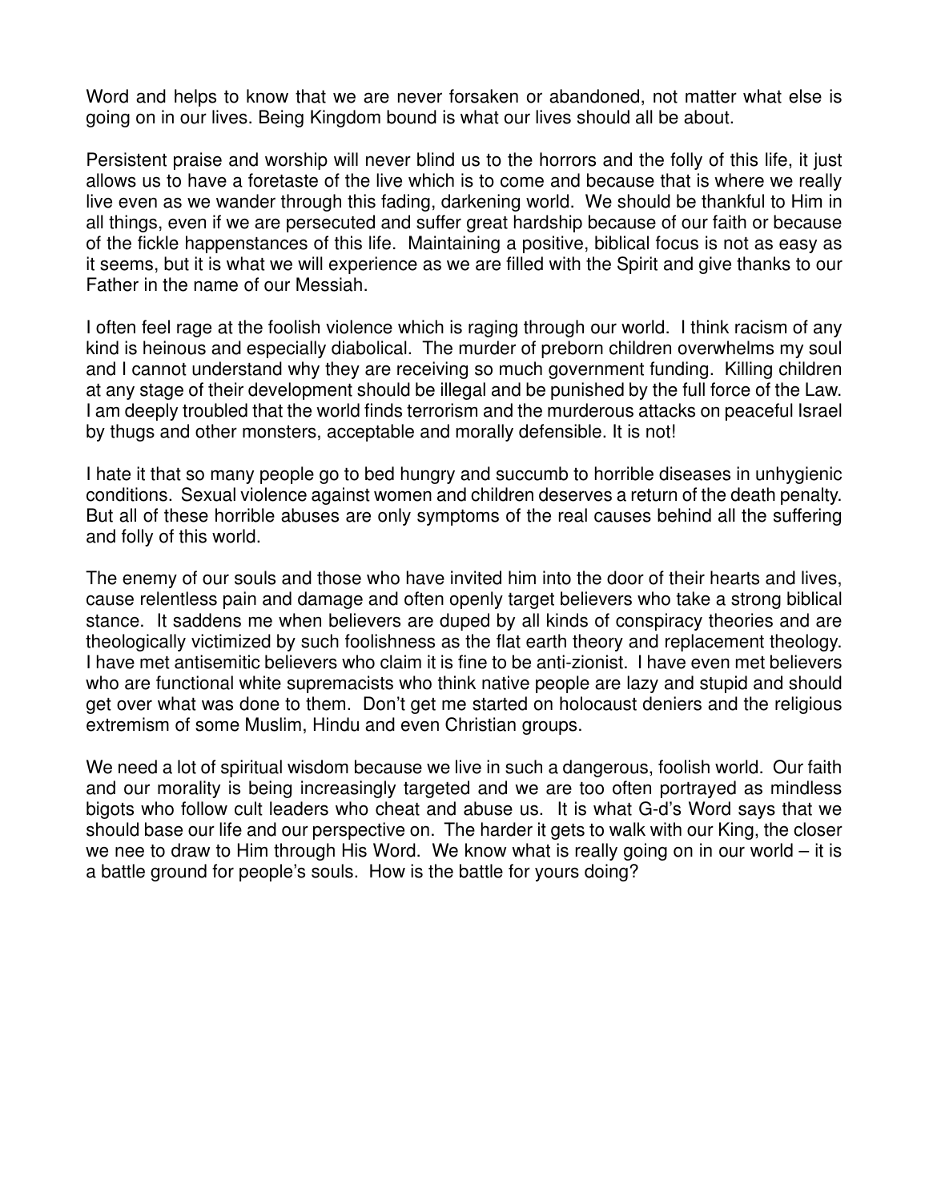Word and helps to know that we are never forsaken or abandoned, not matter what else is going on in our lives. Being Kingdom bound is what our lives should all be about.

Persistent praise and worship will never blind us to the horrors and the folly of this life, it just allows us to have a foretaste of the live which is to come and because that is where we really live even as we wander through this fading, darkening world. We should be thankful to Him in all things, even if we are persecuted and suffer great hardship because of our faith or because of the fickle happenstances of this life. Maintaining a positive, biblical focus is not as easy as it seems, but it is what we will experience as we are filled with the Spirit and give thanks to our Father in the name of our Messiah.

I often feel rage at the foolish violence which is raging through our world. I think racism of any kind is heinous and especially diabolical. The murder of preborn children overwhelms my soul and I cannot understand why they are receiving so much government funding. Killing children at any stage of their development should be illegal and be punished by the full force of the Law. I am deeply troubled that the world finds terrorism and the murderous attacks on peaceful Israel by thugs and other monsters, acceptable and morally defensible. It is not!

I hate it that so many people go to bed hungry and succumb to horrible diseases in unhygienic conditions. Sexual violence against women and children deserves a return of the death penalty. But all of these horrible abuses are only symptoms of the real causes behind all the suffering and folly of this world.

The enemy of our souls and those who have invited him into the door of their hearts and lives, cause relentless pain and damage and often openly target believers who take a strong biblical stance. It saddens me when believers are duped by all kinds of conspiracy theories and are theologically victimized by such foolishness as the flat earth theory and replacement theology. I have met antisemitic believers who claim it is fine to be anti-zionist. I have even met believers who are functional white supremacists who think native people are lazy and stupid and should get over what was done to them. Don't get me started on holocaust deniers and the religious extremism of some Muslim, Hindu and even Christian groups.

We need a lot of spiritual wisdom because we live in such a dangerous, foolish world. Our faith and our morality is being increasingly targeted and we are too often portrayed as mindless bigots who follow cult leaders who cheat and abuse us. It is what G-d's Word says that we should base our life and our perspective on. The harder it gets to walk with our King, the closer we nee to draw to Him through His Word. We know what is really going on in our world – it is a battle ground for people's souls. How is the battle for yours doing?